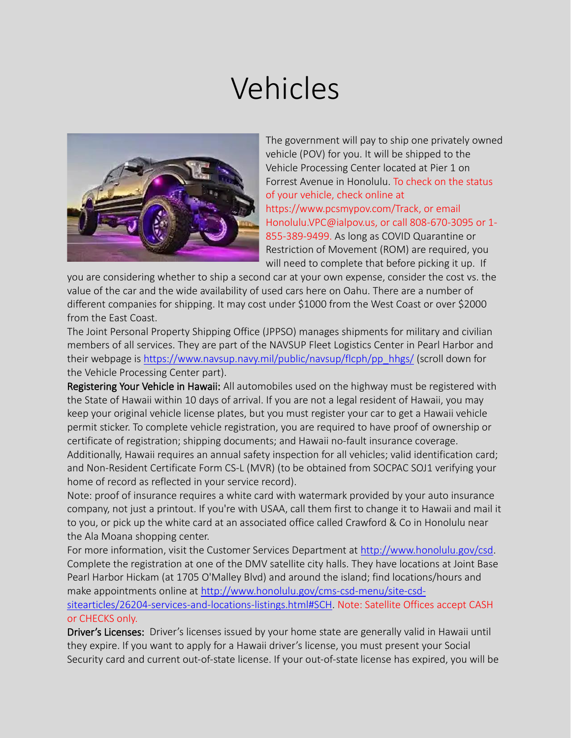# Vehicles

The government will pay to ship one privately owned vehicle (POV) for you. It will be shipped to the Vehicle Processing Center located at Pier 1 on Forrest Avenue in Honolulu. To check on the status of your vehicle, check online at https://www.pcsmypov.com/Track, or email Honolulu.VPC@ialpov.us, or call 808-670-3095 or 1-855-389-9499. As long as COVID Quarantine or Restriction of Movement (ROM) are required, you will need to complete that before picking it up. If you are considering whether to ship a second car at your own expense, consider the cost vs. the value of the car and the wide availability of used cars here on Oahu. There are a number of different companies for shipping. It may cost under $1000 from the West Coast or over $2000 from the East Coast.

The Joint Personal Property Shipping Office (JPPSO) manages shipments for military and civilian members of all services. They are part of the NAVSUP Fleet Logistics Center in Pearl Harbor and their webpage is https://www.navsup.navy.mil/public/navsup/flcph/pp_hhgs/ (scroll down for the Vehicle Processing Center part).

**Registering Your Vehicle in Hawaii:** All automobiles used on the highway must be registered with the State of Hawaii within 10 days of arrival. If you are not a legal resident of Hawaii, you may keep your original vehicle license plates, but you must register your car to get a Hawaii vehicle permit sticker. To complete vehicle registration, you are required to have proof of ownership or certificate of registration; shipping documents; and Hawaii no-fault insurance coverage. Additionally, Hawaii requires an annual safety inspection for all vehicles; valid identification card; and Non-Resident Certificate Form CS-L (MVR) (to be obtained from SOCPAC SOJ1 verifying your home of record as reflected in your service record).

Note: proof of insurance requires a white card with watermark provided by your auto insurance company, not just a printout. If you're with USAA, call them first to change it to Hawaii and mail it to you, or pick up the white card at an associated office called Crawford & Co in Honolulu near the Ala Moana shopping center.

For more information, visit the Customer Services Department at http://www.honolulu.gov/csd. Complete the registration at one of the DMV satellite city halls. They have locations at Joint Base Pearl Harbor Hickam (at 1705 O'Malley Blvd) and around the island; find locations/hours and make appointments online at http://www.honolulu.gov/cms-csd-menu/site-csd-sitearticles/26204-services-and-locations-listings.html#SCH. Note: Satellite Offices accept CASH or CHECKS only.

**Driver's Licenses:** Driver's licenses issued by your home state are generally valid in Hawaii until they expire. If you want to apply for a Hawaii driver's license, you must present your Social Security card and current out-of-state license. If your out-of-state license has expired, you will be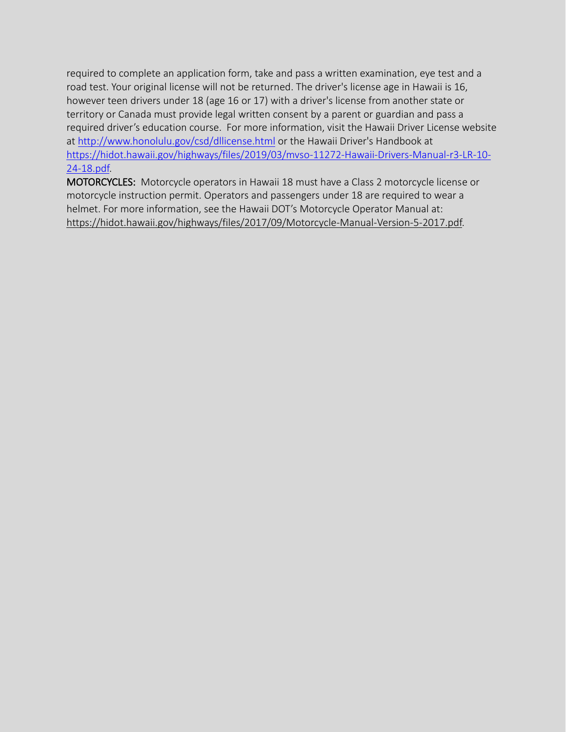required to complete an application form, take and pass a written examination, eye test and a road test. Your original license will not be returned. The driver's license age in Hawaii is 16, however teen drivers under 18 (age 16 or 17) with a driver's license from another state or territory or Canada must provide legal written consent by a parent or guardian and pass a required driver's education course. For more information, visit the Hawaii Driver License website at http://www.honolulu.gov/csd/dllicense.html or the Hawaii Driver's Handbook at https://hidot.hawaii.gov/highways/files/2019/03/mvso-11272-Hawaii-Drivers-Manual-r3-LR-10-24-18.pdf.

**MOTORCYCLES:** Motorcycle operators in Hawaii 18 must have a Class 2 motorcycle license or motorcycle instruction permit. Operators and passengers under 18 are required to wear a helmet. For more information, see the Hawaii DOT's Motorcycle Operator Manual at: https://hidot.hawaii.gov/highways/files/2017/09/Motorcycle-Manual-Version-5-2017.pdf.